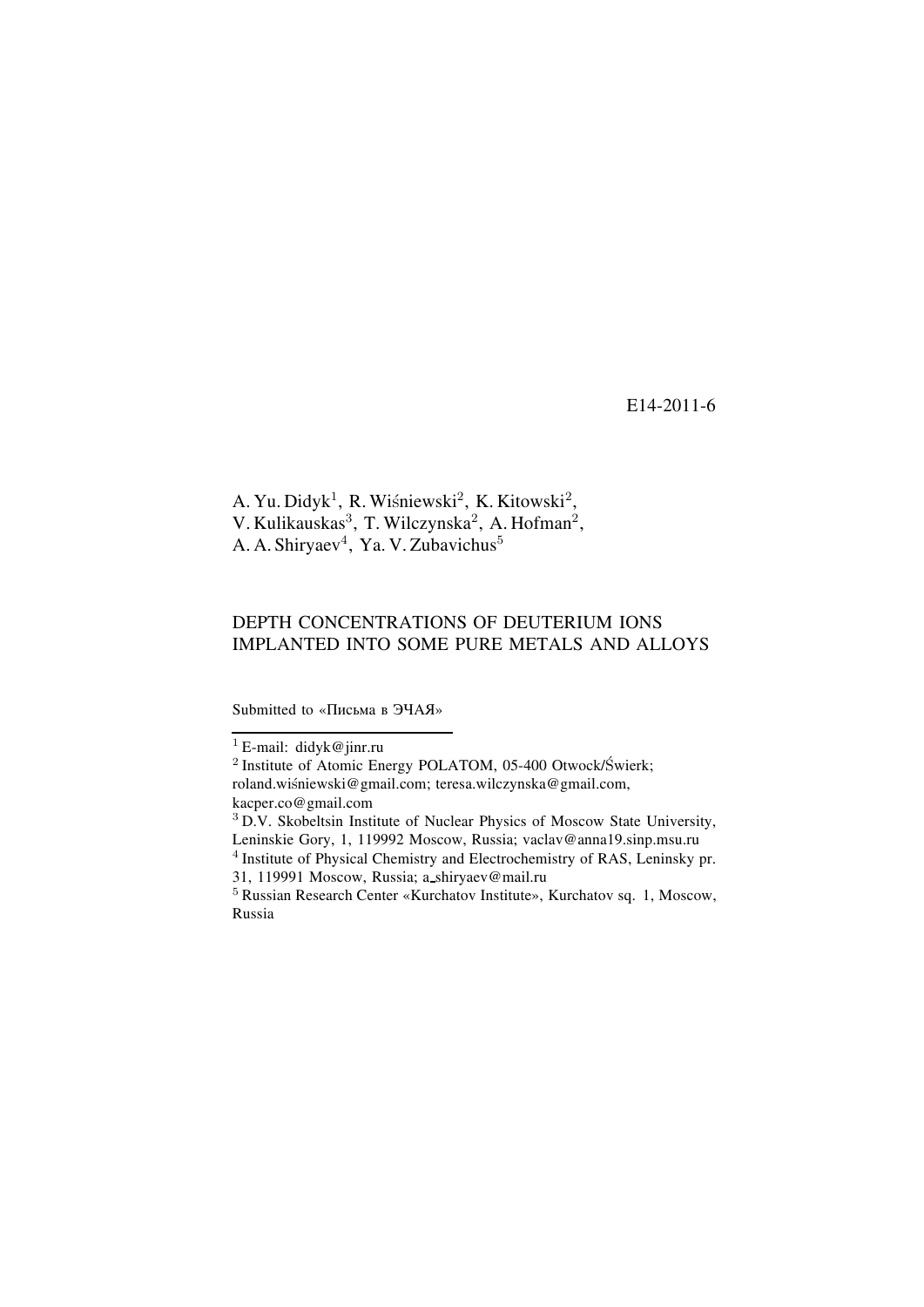E14-2011-6

A. Yu. Didyk[1], R. Wiśniewski[2], K. Kitowski[2], V. Kulikauskas[3], T. Wilczynska[2], A. Hofman[2], A. A. Shiryaev[4], Ya. V. Zubavichus[5]

# DEPTH CONCENTRATIONS OF DEUTERIUM IONS IMPLANTED INTO SOME PURE METALS AND ALLOYS

Submitted to «Письма в ЭЧАЯ»

---

[1] E-mail: didyk@jinr.ru

[2] Institute of Atomic Energy POLATOM, 05-400 Otwock/Świerk; roland.wiśniewski@gmail.com; teresa.wilczynska@gmail.com, kacper.co@gmail.com

[3] D.V. Skobeltsin Institute of Nuclear Physics of Moscow State University, Leninskie Gory, 1, 119992 Moscow, Russia; vaclav@anna19.sinp.msu.ru

[4] Institute of Physical Chemistry and Electrochemistry of RAS, Leninsky pr. 31, 119991 Moscow, Russia; a_shiryaev@mail.ru

[5] Russian Research Center «Kurchatov Institute», Kurchatov sq. 1, Moscow, Russia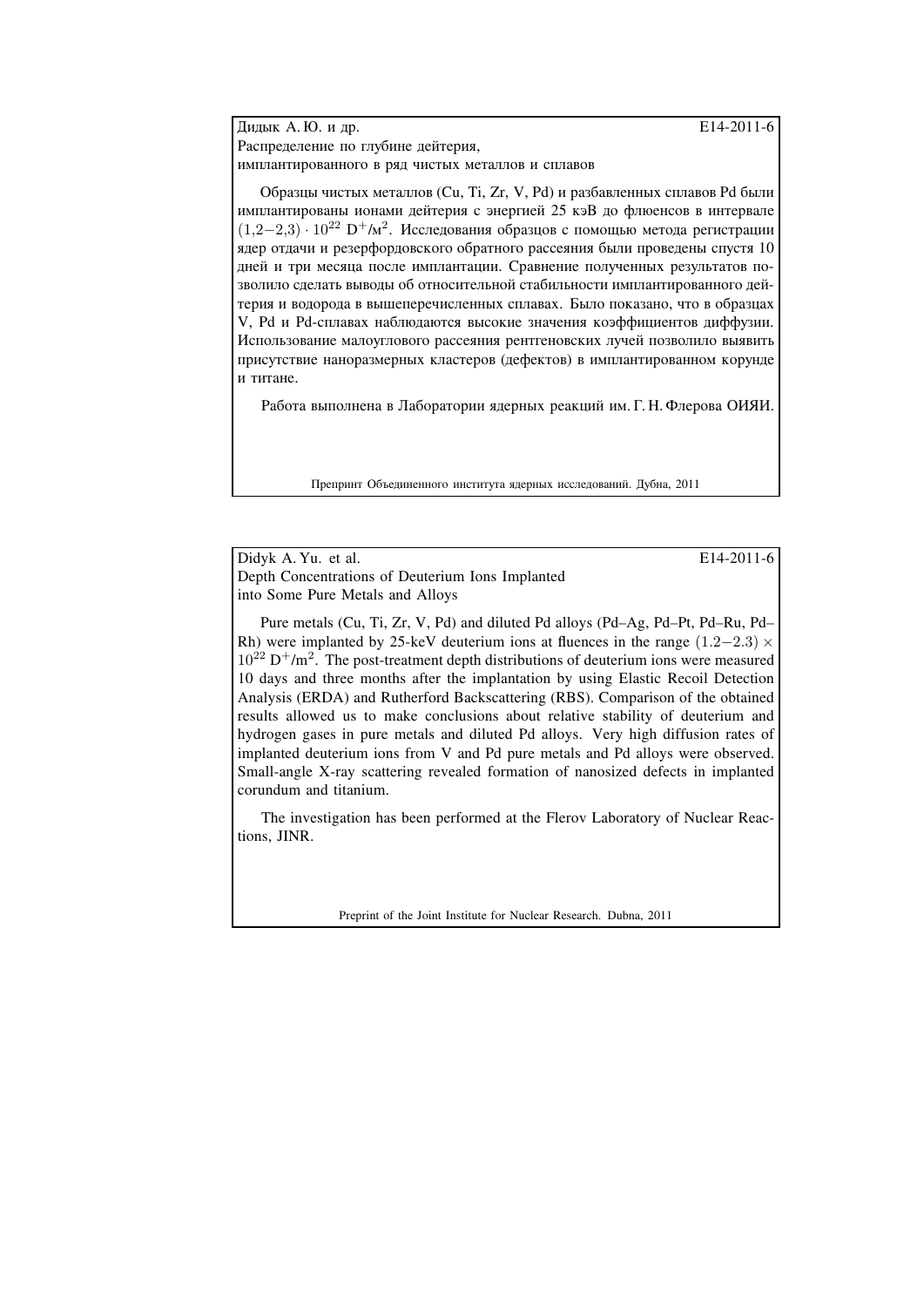Дидык А. Ю. и др. E14-2011-6

Распределение по глубине дейтерия, имплантированного в ряд чистых металлов и сплавов

Образцы чистых металлов (Cu, Ti, Zr, V, Pd) и разбавленных сплавов Pd были имплантированы ионами дейтерия с энергией 25 кэВ до флюенсов в интервале $(1{,}2-2{,}3) \cdot 10^{22}$ $D^+/м^2$. Исследования образцов с помощью метода регистрации ядер отдачи и резерфордовского обратного рассеяния были проведены спустя 10 дней и три месяца после имплантации. Сравнение полученных результатов позволило сделать выводы об относительной стабильности имплантированного дейтерия и водорода в вышеперечисленных сплавах. Было показано, что в образцах V, Pd и Pd-сплавах наблюдаются высокие значения коэффициентов диффузии. Использование малоуглового рассеяния рентгеновских лучей позволило выявить присутствие наноразмерных кластеров (дефектов) в имплантированном корунде и титане.

Работа выполнена в Лаборатории ядерных реакций им. Г. Н. Флерова ОИЯИ.

Препринт Объединенного института ядерных исследований. Дубна, 2011

---

Didyk A. Yu. et al. E14-2011-6

Depth Concentrations of Deuterium Ions Implanted into Some Pure Metals and Alloys

Pure metals (Cu, Ti, Zr, V, Pd) and diluted Pd alloys (Pd–Ag, Pd–Pt, Pd–Ru, Pd–Rh) were implanted by 25-keV deuterium ions at fluences in the range $(1.2-2.3) \times 10^{22}$ $D^+/m^2$. The post-treatment depth distributions of deuterium ions were measured 10 days and three months after the implantation by using Elastic Recoil Detection Analysis (ERDA) and Rutherford Backscattering (RBS). Comparison of the obtained results allowed us to make conclusions about relative stability of deuterium and hydrogen gases in pure metals and diluted Pd alloys. Very high diffusion rates of implanted deuterium ions from V and Pd pure metals and Pd alloys were observed. Small-angle X-ray scattering revealed formation of nanosized defects in implanted corundum and titanium.

The investigation has been performed at the Flerov Laboratory of Nuclear Reactions, JINR.

Preprint of the Joint Institute for Nuclear Research. Dubna, 2011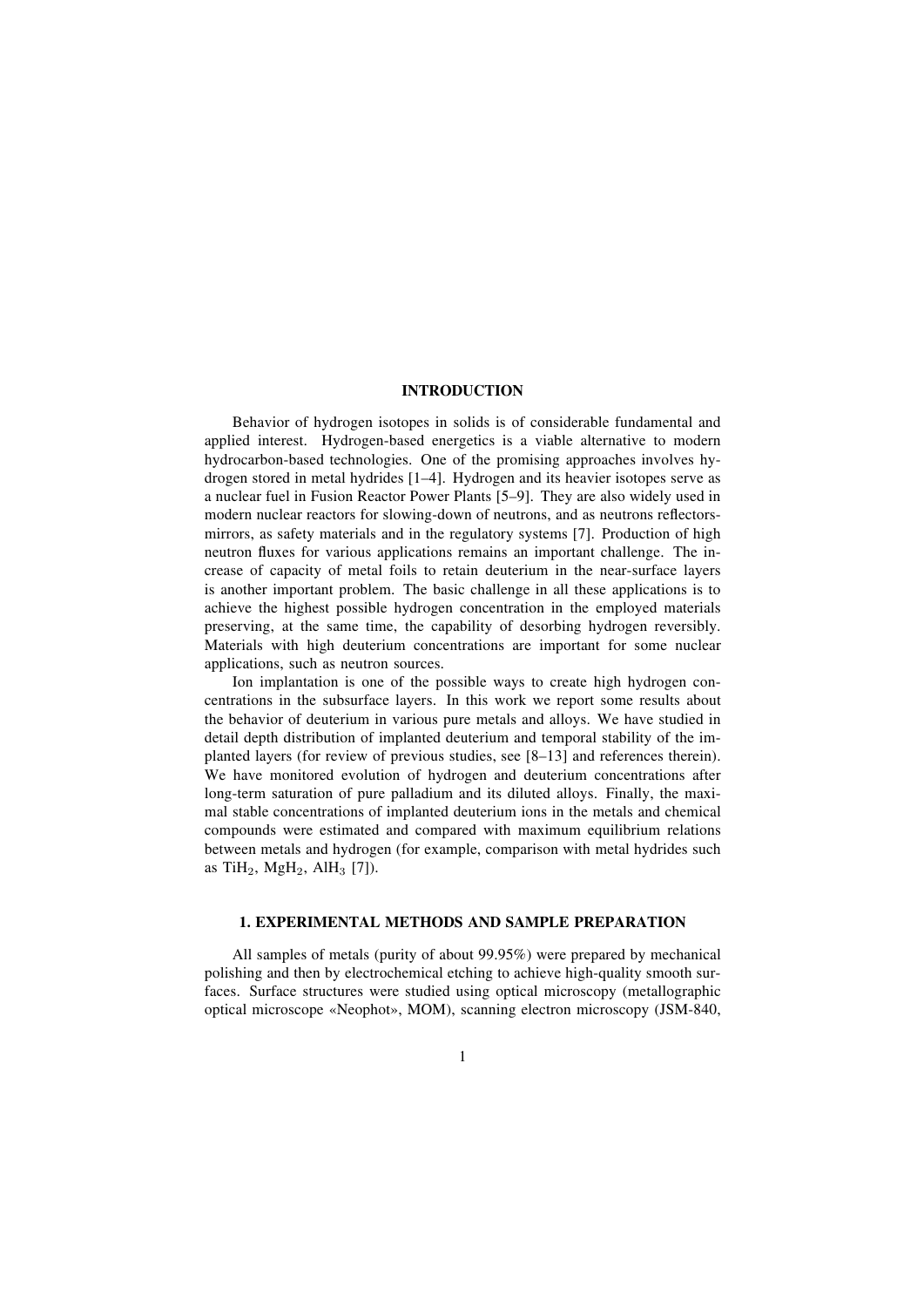## INTRODUCTION

Behavior of hydrogen isotopes in solids is of considerable fundamental and applied interest. Hydrogen-based energetics is a viable alternative to modern hydrocarbon-based technologies. One of the promising approaches involves hydrogen stored in metal hydrides [1–4]. Hydrogen and its heavier isotopes serve as a nuclear fuel in Fusion Reactor Power Plants [5–9]. They are also widely used in modern nuclear reactors for slowing-down of neutrons, and as neutrons reflectors-mirrors, as safety materials and in the regulatory systems [7]. Production of high neutron fluxes for various applications remains an important challenge. The increase of capacity of metal foils to retain deuterium in the near-surface layers is another important problem. The basic challenge in all these applications is to achieve the highest possible hydrogen concentration in the employed materials preserving, at the same time, the capability of desorbing hydrogen reversibly. Materials with high deuterium concentrations are important for some nuclear applications, such as neutron sources.

Ion implantation is one of the possible ways to create high hydrogen concentrations in the subsurface layers. In this work we report some results about the behavior of deuterium in various pure metals and alloys. We have studied in detail depth distribution of implanted deuterium and temporal stability of the implanted layers (for review of previous studies, see [8–13] and references therein). We have monitored evolution of hydrogen and deuterium concentrations after long-term saturation of pure palladium and its diluted alloys. Finally, the maximal stable concentrations of implanted deuterium ions in the metals and chemical compounds were estimated and compared with maximum equilibrium relations between metals and hydrogen (for example, comparison with metal hydrides such as $TiH_2$, $MgH_2$, $AlH_3$ [7]).

## 1. EXPERIMENTAL METHODS AND SAMPLE PREPARATION

All samples of metals (purity of about 99.95%) were prepared by mechanical polishing and then by electrochemical etching to achieve high-quality smooth surfaces. Surface structures were studied using optical microscopy (metallographic optical microscope «Neophot», MOM), scanning electron microscopy (JSM-840,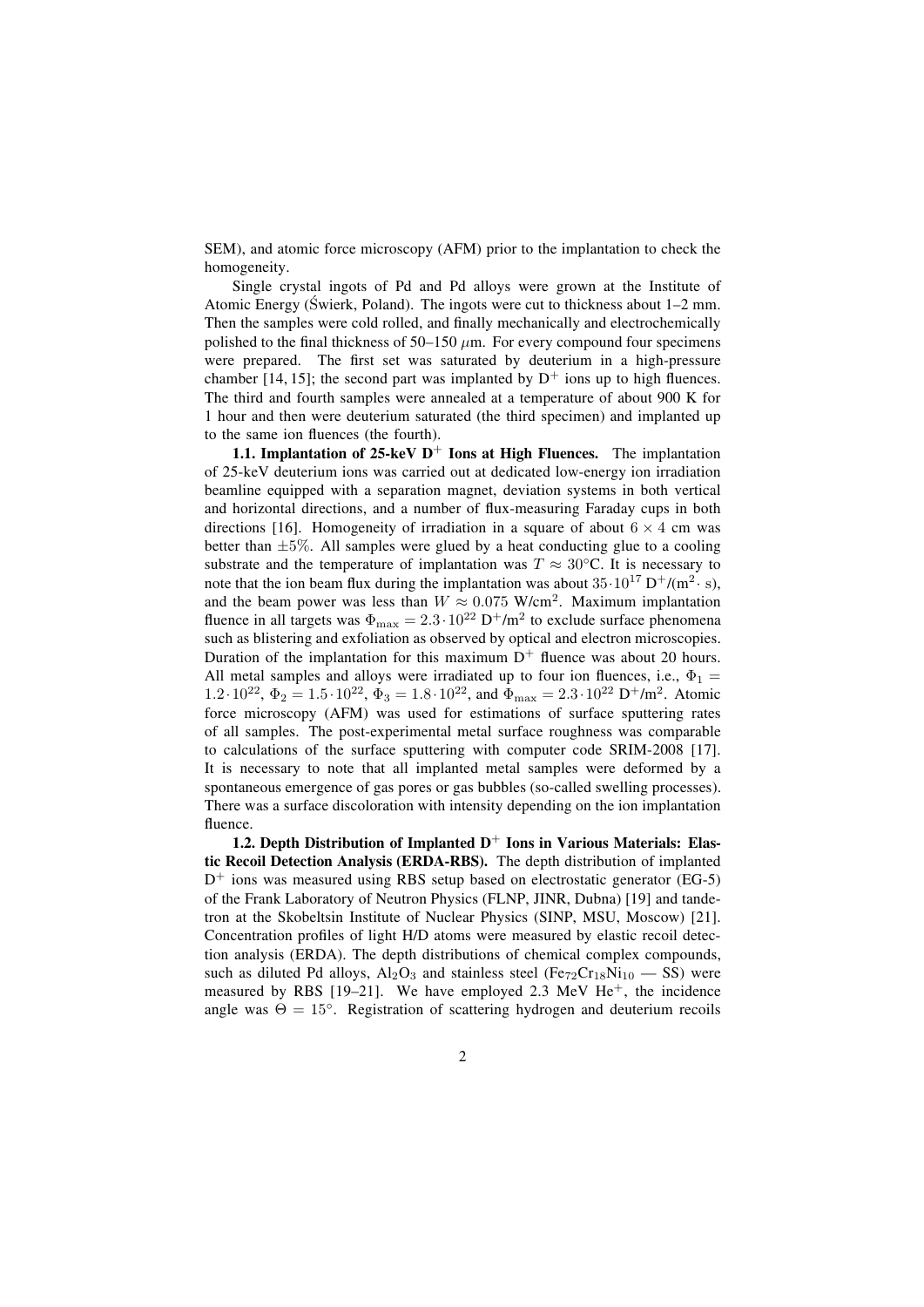SEM), and atomic force microscopy (AFM) prior to the implantation to check the homogeneity.

Single crystal ingots of Pd and Pd alloys were grown at the Institute of Atomic Energy (Świerk, Poland). The ingots were cut to thickness about 1–2 mm. Then the samples were cold rolled, and finally mechanically and electrochemically polished to the final thickness of 50–150 $\mu$m. For every compound four specimens were prepared. The first set was saturated by deuterium in a high-pressure chamber [14, 15]; the second part was implanted by $D^+$ ions up to high fluences. The third and fourth samples were annealed at a temperature of about 900 K for 1 hour and then were deuterium saturated (the third specimen) and implanted up to the same ion fluences (the fourth).

**1.1. Implantation of 25-keV $D^+$ Ions at High Fluences.** The implantation of 25-keV deuterium ions was carried out at dedicated low-energy ion irradiation beamline equipped with a separation magnet, deviation systems in both vertical and horizontal directions, and a number of flux-measuring Faraday cups in both directions [16]. Homogeneity of irradiation in a square of about $6 \times 4$ cm was better than $\pm 5\%$. All samples were glued by a heat conducting glue to a cooling substrate and the temperature of implantation was $T \approx 30°$C. It is necessary to note that the ion beam flux during the implantation was about $35 \cdot 10^{17}$ $D^+$/($m^2 \cdot$ s), and the beam power was less than $W \approx 0.075$ W/cm$^2$. Maximum implantation fluence in all targets was $\Phi_{\max} = 2.3 \cdot 10^{22}$ $D^+$/m$^2$ to exclude surface phenomena such as blistering and exfoliation as observed by optical and electron microscopies. Duration of the implantation for this maximum $D^+$ fluence was about 20 hours. All metal samples and alloys were irradiated up to four ion fluences, i.e., $\Phi_1 = 1.2 \cdot 10^{22}$, $\Phi_2 = 1.5 \cdot 10^{22}$, $\Phi_3 = 1.8 \cdot 10^{22}$, and $\Phi_{\max} = 2.3 \cdot 10^{22}$ $D^+$/m$^2$. Atomic force microscopy (AFM) was used for estimations of surface sputtering rates of all samples. The post-experimental metal surface roughness was comparable to calculations of the surface sputtering with computer code SRIM-2008 [17]. It is necessary to note that all implanted metal samples were deformed by a spontaneous emergence of gas pores or gas bubbles (so-called swelling processes). There was a surface discoloration with intensity depending on the ion implantation fluence.

**1.2. Depth Distribution of Implanted $D^+$ Ions in Various Materials: Elastic Recoil Detection Analysis (ERDA-RBS).** The depth distribution of implanted $D^+$ ions was measured using RBS setup based on electrostatic generator (EG-5) of the Frank Laboratory of Neutron Physics (FLNP, JINR, Dubna) [19] and tandetron at the Skobeltsin Institute of Nuclear Physics (SINP, MSU, Moscow) [21]. Concentration profiles of light H/D atoms were measured by elastic recoil detection analysis (ERDA). The depth distributions of chemical complex compounds, such as diluted Pd alloys, $Al_2O_3$ and stainless steel ($Fe_{72}Cr_{18}Ni_{10}$ — SS) were measured by RBS [19–21]. We have employed 2.3 MeV $He^+$, the incidence angle was $\Theta = 15°$. Registration of scattering hydrogen and deuterium recoils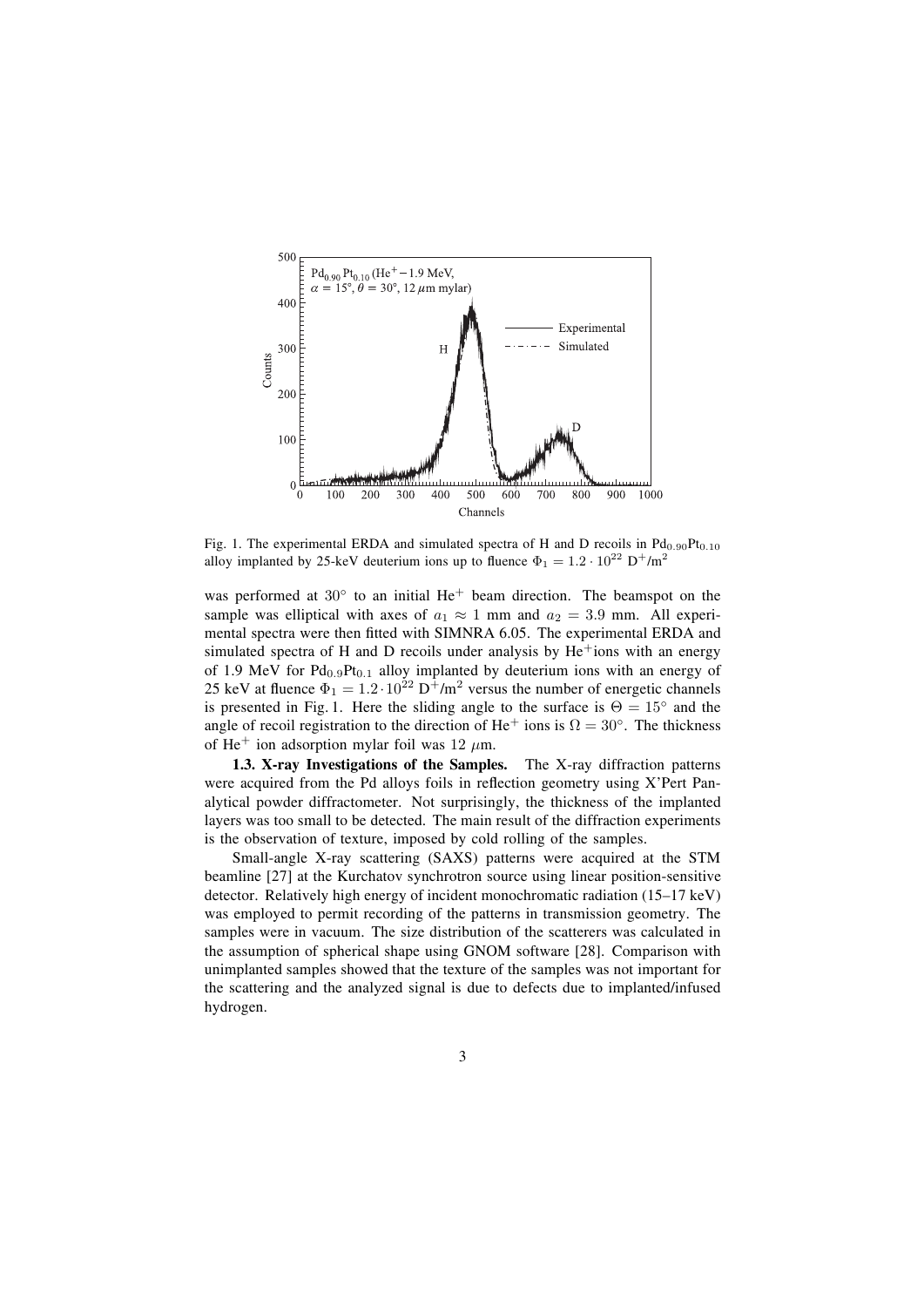Fig. 1. The experimental ERDA and simulated spectra of H and D recoils in $Pd_{0.90}Pt_{0.10}$ alloy implanted by 25-keV deuterium ions up to fluence $\Phi_1 = 1.2 \cdot 10^{22}$ $D^+/m^2$

was performed at 30° to an initial $He^+$ beam direction. The beamspot on the sample was elliptical with axes of $a_1 \approx 1$ mm and $a_2 = 3.9$ mm. All experimental spectra were then fitted with SIMNRA 6.05. The experimental ERDA and simulated spectra of H and D recoils under analysis by $He^+$ions with an energy of 1.9 MeV for $Pd_{0.9}Pt_{0.1}$ alloy implanted by deuterium ions with an energy of 25 keV at fluence $\Phi_1 = 1.2 \cdot 10^{22}$ $D^+/m^2$ versus the number of energetic channels is presented in Fig. 1. Here the sliding angle to the surface is $\Theta = 15°$ and the angle of recoil registration to the direction of $He^+$ ions is $\Omega = 30°$. The thickness of $He^+$ ion adsorption mylar foil was 12 $\mu$m.

**1.3. X-ray Investigations of the Samples.** The X-ray diffraction patterns were acquired from the Pd alloys foils in reflection geometry using X'Pert Panalytical powder diffractometer. Not surprisingly, the thickness of the implanted layers was too small to be detected. The main result of the diffraction experiments is the observation of texture, imposed by cold rolling of the samples.

Small-angle X-ray scattering (SAXS) patterns were acquired at the STM beamline [27] at the Kurchatov synchrotron source using linear position-sensitive detector. Relatively high energy of incident monochromatic radiation (15–17 keV) was employed to permit recording of the patterns in transmission geometry. The samples were in vacuum. The size distribution of the scatterers was calculated in the assumption of spherical shape using GNOM software [28]. Comparison with unimplanted samples showed that the texture of the samples was not important for the scattering and the analyzed signal is due to defects due to implanted/infused hydrogen.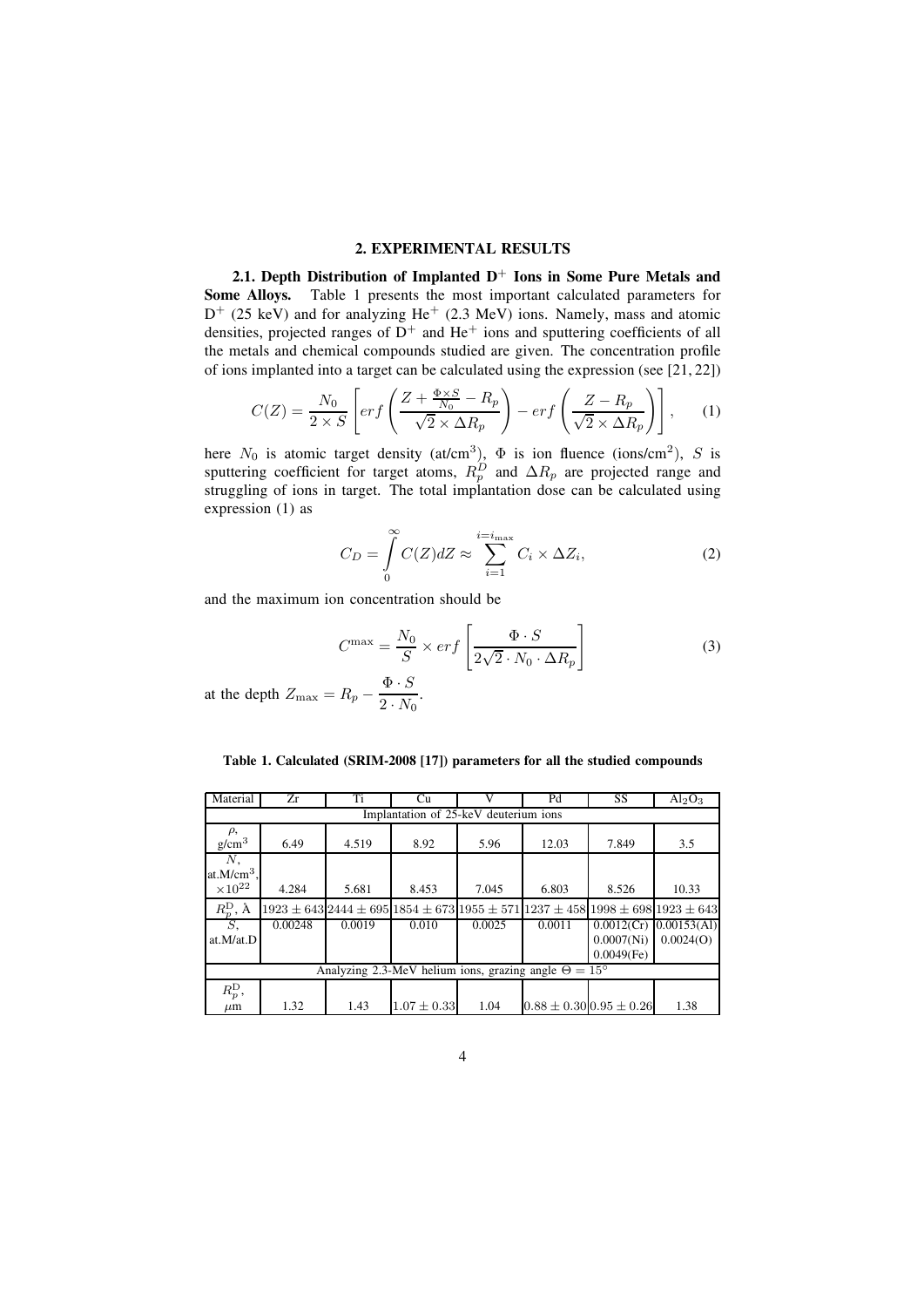## 2. EXPERIMENTAL RESULTS

**2.1. Depth Distribution of Implanted $D^+$ Ions in Some Pure Metals and Some Alloys.** Table 1 presents the most important calculated parameters for $D^+$ (25 keV) and for analyzing $He^+$ (2.3 MeV) ions. Namely, mass and atomic densities, projected ranges of $D^+$ and $He^+$ ions and sputtering coefficients of all the metals and chemical compounds studied are given. The concentration profile of ions implanted into a target can be calculated using the expression (see [21, 22])

$$C(Z) = \frac{N_0}{2 \times S} \left[ erf\left( \frac{Z + \frac{\Phi \times S}{N_0} - R_p}{\sqrt{2} \times \Delta R_p} \right) - erf\left( \frac{Z - R_p}{\sqrt{2} \times \Delta R_p} \right) \right], \qquad (1)$$

here $N_0$ is atomic target density (at/cm$^3$), $\Phi$ is ion fluence (ions/cm$^2$), $S$ is sputtering coefficient for target atoms, $R_p^D$ and $\Delta R_p$ are projected range and struggling of ions in target. The total implantation dose can be calculated using expression (1) as

$$C_D = \int_0^\infty C(Z) dZ \approx \sum_{i=1}^{i=i_{\max}} C_i \times \Delta Z_i, \qquad (2)$$

and the maximum ion concentration should be

$$C^{\max} = \frac{N_0}{S} \times erf\left[ \frac{\Phi \cdot S}{2\sqrt{2} \cdot N_0 \cdot \Delta R_p} \right] \qquad (3)$$

at the depth $Z_{\max} = R_p - \dfrac{\Phi \cdot S}{2 \cdot N_0}$.

**Table 1. Calculated (SRIM-2008 [17]) parameters for all the studied compounds**

| Material | Zr | Ti | Cu | V | Pd | SS | $Al_2O_3$ |
|---|---|---|---|---|---|---|---|
| Implantation of 25-keV deuterium ions | | | | | | | |
| $\rho$, g/cm$^3$ | 6.49 | 4.519 | 8.92 | 5.96 | 12.03 | 7.849 | 3.5 |
| $N$, at.M/cm$^3$, $\times 10^{22}$ | 4.284 | 5.681 | 8.453 | 7.045 | 6.803 | 8.526 | 10.33 |
| $R_p^D$, Å | $1923 \pm 643$ | $2444 \pm 695$ | $1854 \pm 673$ | $1955 \pm 571$ | $1237 \pm 458$ | $1998 \pm 698$ | $1923 \pm 643$ |
| $S$, at.M/at.D | 0.00248 | 0.0019 | 0.010 | 0.0025 | 0.0011 | 0.0012(Cr) 0.0007(Ni) 0.0049(Fe) | 0.00153(Al) 0.0024(O) |
| Analyzing 2.3-MeV helium ions, grazing angle $\Theta = 15^\circ$ | | | | | | | |
| $R_p^D$, $\mu$m | 1.32 | 1.43 | $1.07 \pm 0.33$ | 1.04 | $0.88 \pm 0.30$ | $0.95 \pm 0.26$ | 1.38 |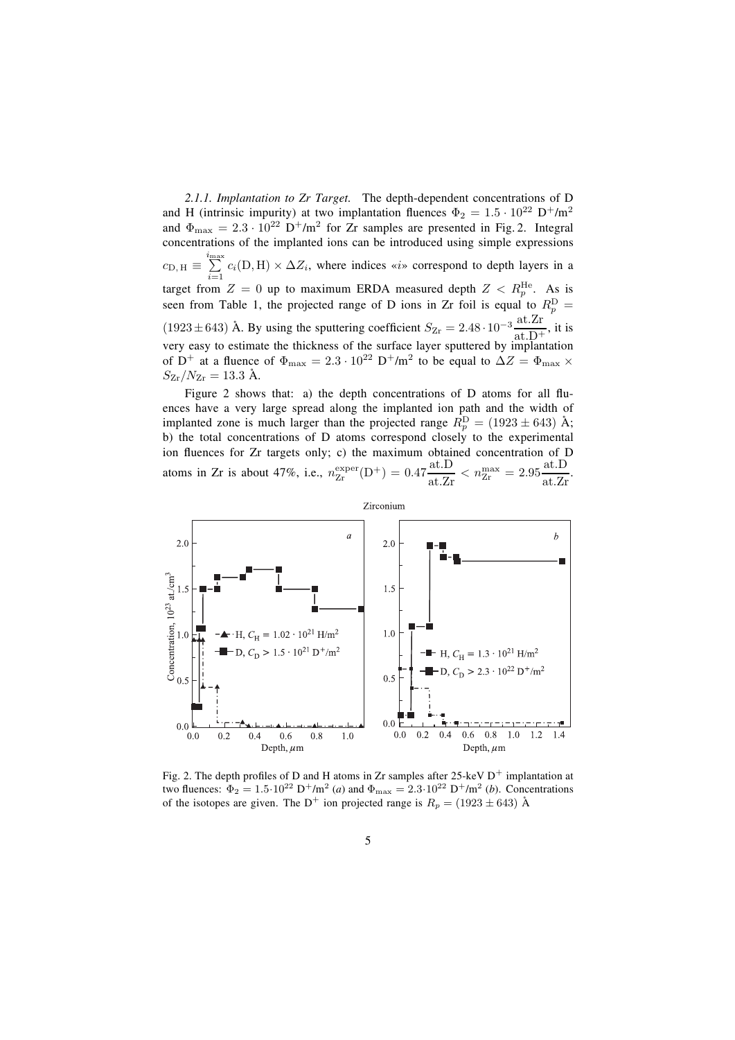*2.1.1. Implantation to Zr Target.* The depth-dependent concentrations of D and H (intrinsic impurity) at two implantation fluences $\Phi_2 = 1.5 \cdot 10^{22}$ D$^+$/m$^2$ and $\Phi_{\max} = 2.3 \cdot 10^{22}$ D$^+$/m$^2$ for Zr samples are presented in Fig. 2. Integral concentrations of the implanted ions can be introduced using simple expressions $c_{\mathrm{D,H}} \equiv \sum_{i=1}^{i_{\max}} c_i(\mathrm{D,H}) \times \Delta Z_i$, where indices «$i$» correspond to depth layers in a target from $Z = 0$ up to maximum ERDA measured depth $Z < R_p^{\mathrm{He}}$. As is seen from Table 1, the projected range of D ions in Zr foil is equal to $R_p^{\mathrm{D}} = (1923 \pm 643)$ Å. By using the sputtering coefficient $S_{\mathrm{Zr}} = 2.48 \cdot 10^{-3} \dfrac{\mathrm{at.Zr}}{\mathrm{at.D^+}}$, it is very easy to estimate the thickness of the surface layer sputtered by implantation of D$^+$ at a fluence of $\Phi_{\max} = 2.3 \cdot 10^{22}$ D$^+$/m$^2$ to be equal to $\Delta Z = \Phi_{\max} \times S_{\mathrm{Zr}}/N_{\mathrm{Zr}} = 13.3$ Å.

Figure 2 shows that: a) the depth concentrations of D atoms for all fluences have a very large spread along the implanted ion path and the width of implanted zone is much larger than the projected range $R_p^{\mathrm{D}} = (1923 \pm 643)$ Å; b) the total concentrations of D atoms correspond closely to the experimental ion fluences for Zr targets only; c) the maximum obtained concentration of D atoms in Zr is about 47%, i.e., $n_{\mathrm{Zr}}^{\mathrm{exper}}(\mathrm{D^+}) = 0.47 \dfrac{\mathrm{at.D}}{\mathrm{at.Zr}} < n_{\mathrm{Zr}}^{\max} = 2.95 \dfrac{\mathrm{at.D}}{\mathrm{at.Zr}}$.

Fig. 2. The depth profiles of D and H atoms in Zr samples after 25-keV D$^+$ implantation at two fluences: $\Phi_2 = 1.5 \cdot 10^{22}$ D$^+$/m$^2$ (*a*) and $\Phi_{\max} = 2.3 \cdot 10^{22}$ D$^+$/m$^2$ (*b*). Concentrations of the isotopes are given. The D$^+$ ion projected range is $R_p = (1923 \pm 643)$ Å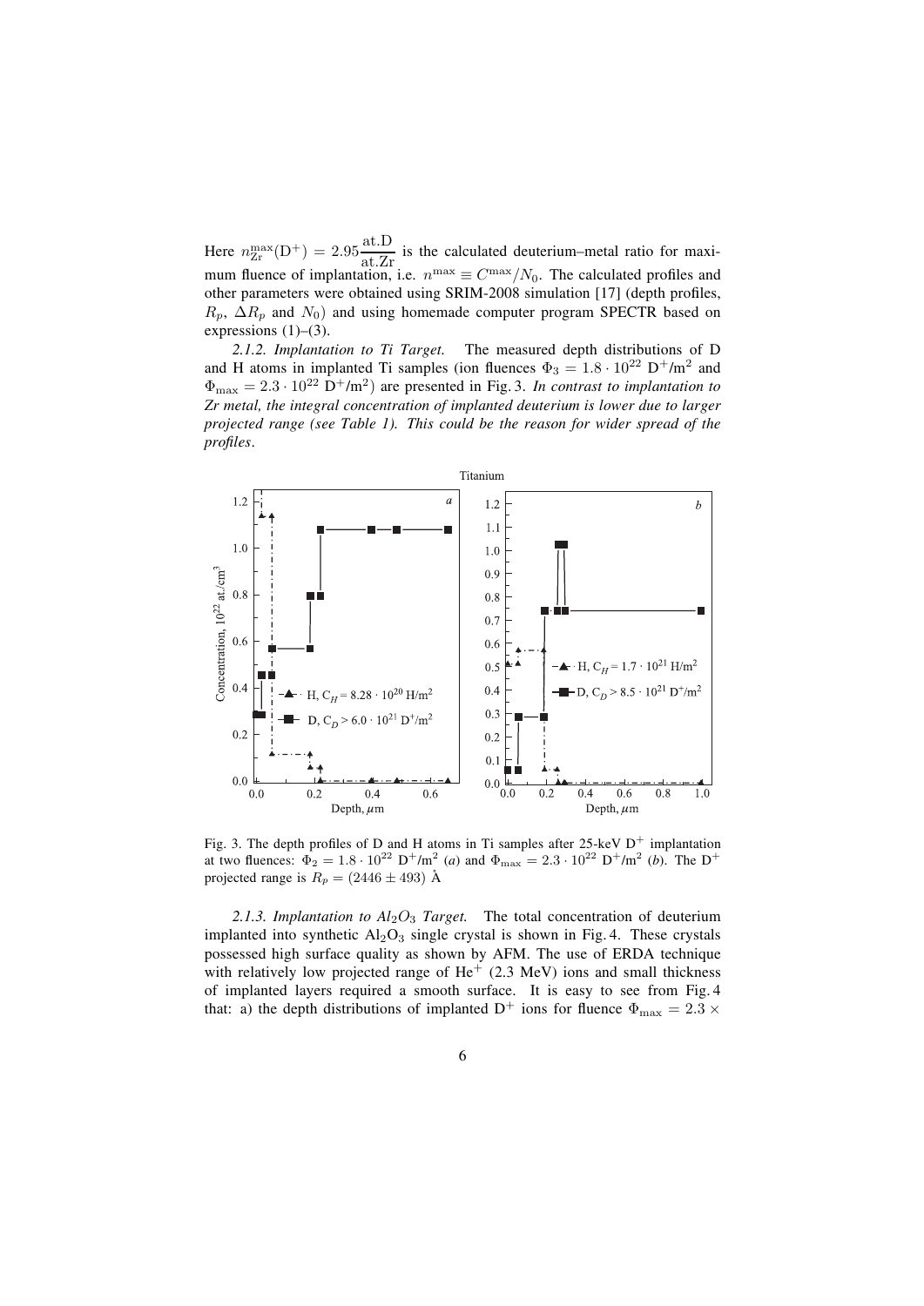Here $n_{\rm Zr}^{\rm max}({\rm D}^+) = 2.95\dfrac{\rm at.D}{\rm at.Zr}$ is the calculated deuterium–metal ratio for maximum fluence of implantation, i.e. $n^{\rm max} \equiv C^{\rm max}/N_0$. The calculated profiles and other parameters were obtained using SRIM-2008 simulation [17] (depth profiles, $R_p$, $\Delta R_p$ and $N_0$) and using homemade computer program SPECTR based on expressions (1)–(3).

*2.1.2. Implantation to Ti Target.* The measured depth distributions of D and H atoms in implanted Ti samples (ion fluences $\Phi_3 = 1.8 \cdot 10^{22}$ D$^+$/m$^2$ and $\Phi_{\rm max} = 2.3 \cdot 10^{22}$ D$^+$/m$^2$) are presented in Fig. 3. *In contrast to implantation to Zr metal, the integral concentration of implanted deuterium is lower due to larger projected range (see Table 1). This could be the reason for wider spread of the profiles.*

Fig. 3. The depth profiles of D and H atoms in Ti samples after 25-keV D$^+$ implantation at two fluences: $\Phi_2 = 1.8 \cdot 10^{22}$ D$^+$/m$^2$ (*a*) and $\Phi_{\rm max} = 2.3 \cdot 10^{22}$ D$^+$/m$^2$ (*b*). The D$^+$ projected range is $R_p = (2446 \pm 493)$ Å

*2.1.3. Implantation to $Al_2O_3$ Target.* The total concentration of deuterium implanted into synthetic $Al_2O_3$ single crystal is shown in Fig. 4. These crystals possessed high surface quality as shown by AFM. The use of ERDA technique with relatively low projected range of He$^+$ (2.3 MeV) ions and small thickness of implanted layers required a smooth surface. It is easy to see from Fig. 4 that: a) the depth distributions of implanted D$^+$ ions for fluence $\Phi_{\rm max} = 2.3 \times$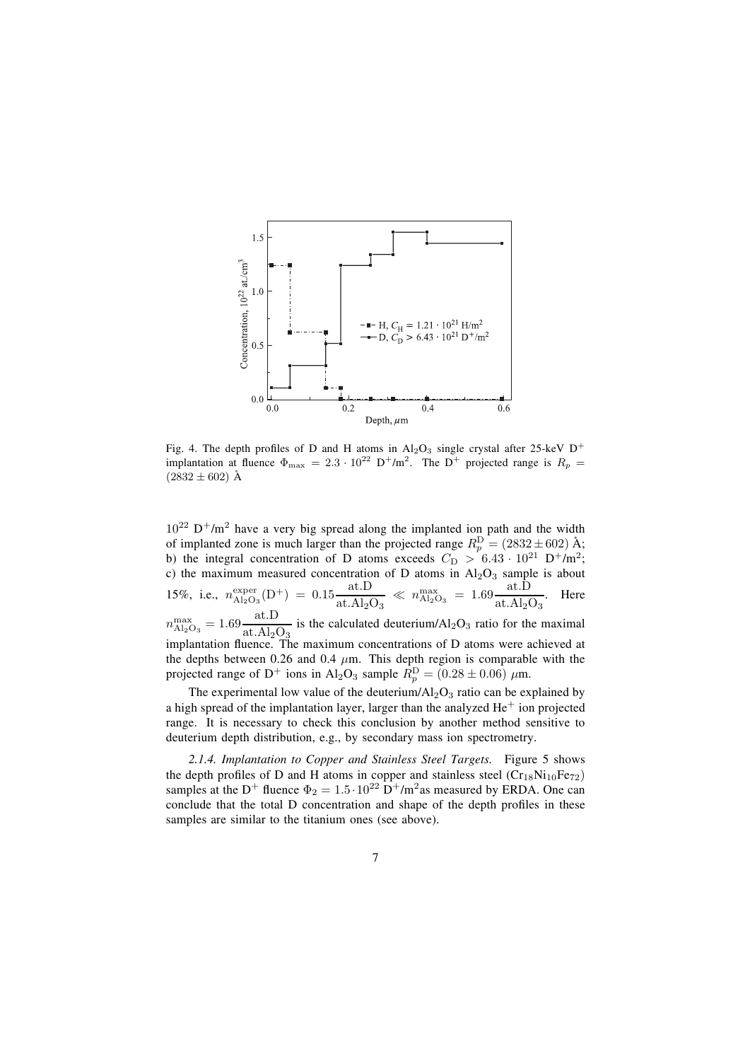Fig. 4. The depth profiles of D and H atoms in $Al_2O_3$ single crystal after 25-keV $D^+$ implantation at fluence $\Phi_{\max} = 2.3 \cdot 10^{22}$ $D^+/m^2$. The $D^+$ projected range is $R_p = (2832 \pm 602)$ Å

$10^{22}$ $D^+/m^2$ have a very big spread along the implanted ion path and the width of implanted zone is much larger than the projected range $R_p^{\rm D} = (2832 \pm 602)$ Å; b) the integral concentration of D atoms exceeds $C_{\rm D} > 6.43 \cdot 10^{21}$ $D^+/m^2$; c) the maximum measured concentration of D atoms in $Al_2O_3$ sample is about 15%, i.e., $n^{\rm exper}_{\rm Al_2O_3}(D^+) = 0.15 \dfrac{\rm at.D}{\rm at.Al_2O_3} \ll n^{\max}_{\rm Al_2O_3} = 1.69 \dfrac{\rm at.D}{\rm at.Al_2O_3}$. Here $n^{\max}_{\rm Al_2O_3} = 1.69 \dfrac{\rm at.D}{\rm at.Al_2O_3}$ is the calculated deuterium/$Al_2O_3$ ratio for the maximal implantation fluence. The maximum concentrations of D atoms were achieved at the depths between 0.26 and 0.4 $\mu$m. This depth region is comparable with the projected range of $D^+$ ions in $Al_2O_3$ sample $R_p^{\rm D} = (0.28 \pm 0.06)$ $\mu$m.

The experimental low value of the deuterium/$Al_2O_3$ ratio can be explained by a high spread of the implantation layer, larger than the analyzed $He^+$ ion projected range. It is necessary to check this conclusion by another method sensitive to deuterium depth distribution, e.g., by secondary mass ion spectrometry.

*2.1.4. Implantation to Copper and Stainless Steel Targets.* Figure 5 shows the depth profiles of D and H atoms in copper and stainless steel ($Cr_{18}Ni_{10}Fe_{72}$) samples at the $D^+$ fluence $\Phi_2 = 1.5 \cdot 10^{22}$ $D^+/m^2$ as measured by ERDA. One can conclude that the total D concentration and shape of the depth profiles in these samples are similar to the titanium ones (see above).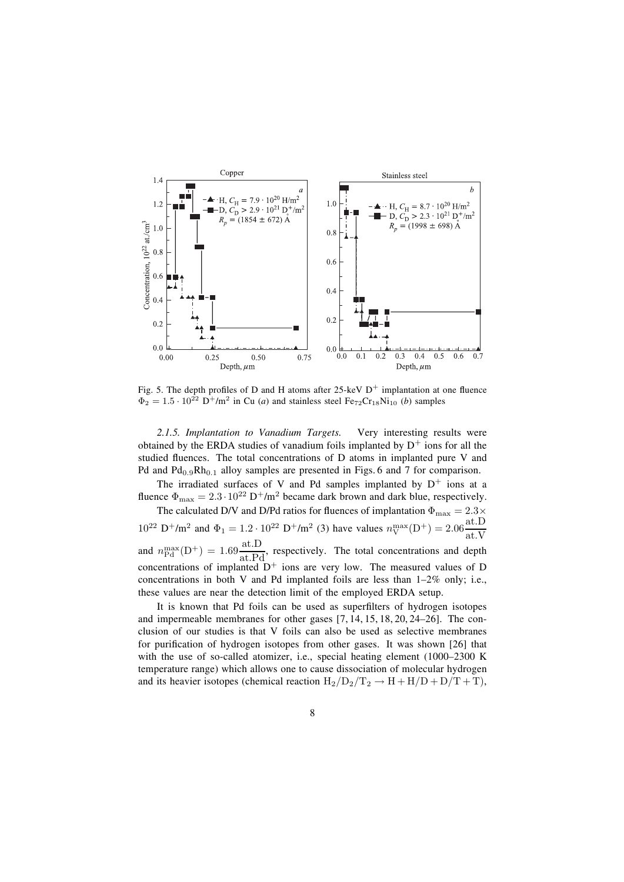Fig. 5. The depth profiles of D and H atoms after 25-keV $D^+$ implantation at one fluence $\Phi_2 = 1.5 \cdot 10^{22}$ $D^+/m^2$ in Cu (*a*) and stainless steel $Fe_{72}Cr_{18}Ni_{10}$ (*b*) samples

*2.1.5. Implantation to Vanadium Targets.* Very interesting results were obtained by the ERDA studies of vanadium foils implanted by $D^+$ ions for all the studied fluences. The total concentrations of D atoms in implanted pure V and Pd and $Pd_{0.9}Rh_{0.1}$ alloy samples are presented in Figs. 6 and 7 for comparison.

The irradiated surfaces of V and Pd samples implanted by $D^+$ ions at a fluence $\Phi_{max} = 2.3 \cdot 10^{22}$ $D^+/m^2$ became dark brown and dark blue, respectively.

The calculated D/V and D/Pd ratios for fluences of implantation $\Phi_{max} = 2.3 \times 10^{22}$ $D^+/m^2$ and $\Phi_1 = 1.2 \cdot 10^{22}$ $D^+/m^2$ (3) have values $n_V^{max}(D^+) = 2.06 \dfrac{\text{at.D}}{\text{at.V}}$ and $n_{Pd}^{max}(D^+) = 1.69 \dfrac{\text{at.D}}{\text{at.Pd}}$, respectively. The total concentrations and depth concentrations of implanted $D^+$ ions are very low. The measured values of D concentrations in both V and Pd implanted foils are less than 1–2% only; i.e., these values are near the detection limit of the employed ERDA setup.

It is known that Pd foils can be used as superfilters of hydrogen isotopes and impermeable membranes for other gases [7, 14, 15, 18, 20, 24–26]. The conclusion of our studies is that V foils can also be used as selective membranes for purification of hydrogen isotopes from other gases. It was shown [26] that with the use of so-called atomizer, i.e., special heating element (1000–2300 K temperature range) which allows one to cause dissociation of molecular hydrogen and its heavier isotopes (chemical reaction $H_2/D_2/T_2 \rightarrow H + H/D + D/T + T$),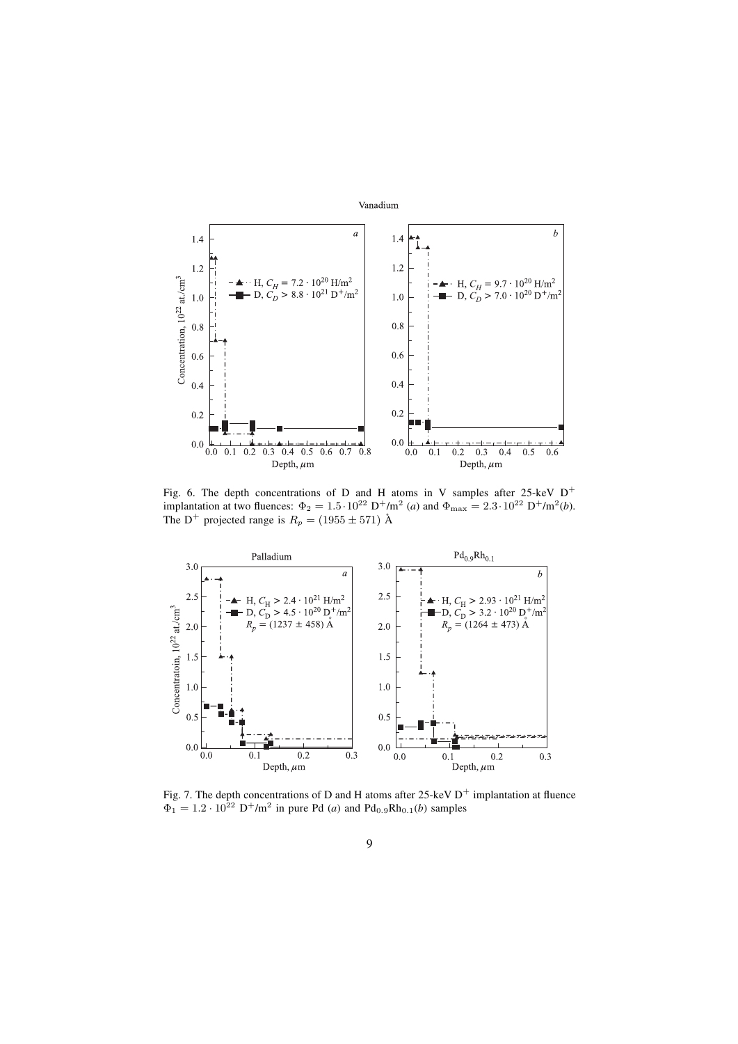Fig. 6. The depth concentrations of D and H atoms in V samples after 25-keV $D^+$ implantation at two fluences: $\Phi_2 = 1.5 \cdot 10^{22}$ $D^+/m^2$ (*a*) and $\Phi_{\max} = 2.3 \cdot 10^{22}$ $D^+/m^2$(*b*). The $D^+$ projected range is $R_p = (1955 \pm 571)$ Å

Fig. 7. The depth concentrations of D and H atoms after 25-keV $D^+$ implantation at fluence $\Phi_1 = 1.2 \cdot 10^{22}$ $D^+/m^2$ in pure Pd (*a*) and $Pd_{0.9}Rh_{0.1}$(*b*) samples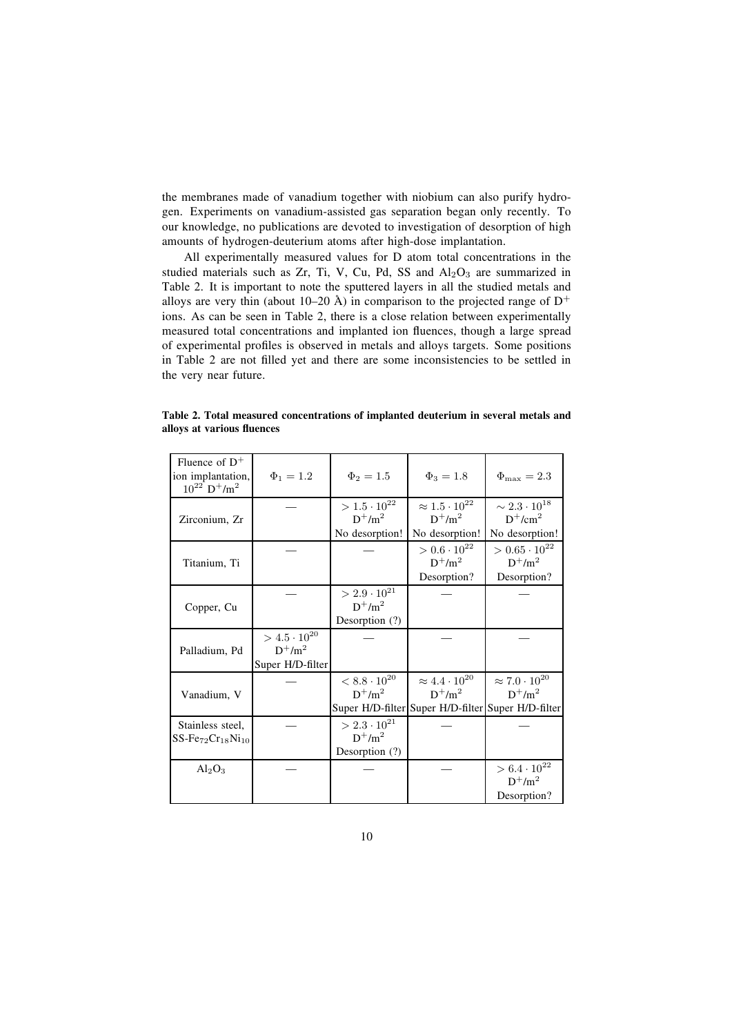the membranes made of vanadium together with niobium can also purify hydrogen. Experiments on vanadium-assisted gas separation began only recently. To our knowledge, no publications are devoted to investigation of desorption of high amounts of hydrogen-deuterium atoms after high-dose implantation.

All experimentally measured values for D atom total concentrations in the studied materials such as Zr, Ti, V, Cu, Pd, SS and $Al_2O_3$ are summarized in Table 2. It is important to note the sputtered layers in all the studied metals and alloys are very thin (about 10–20 Å) in comparison to the projected range of $D^+$ ions. As can be seen in Table 2, there is a close relation between experimentally measured total concentrations and implanted ion fluences, though a large spread of experimental profiles is observed in metals and alloys targets. Some positions in Table 2 are not filled yet and there are some inconsistencies to be settled in the very near future.

**Table 2. Total measured concentrations of implanted deuterium in several metals and alloys at various fluences**

| Fluence of $D^+$ ion implantation, $10^{22}$ $D^+/m^2$ | $\Phi_1 = 1.2$ | $\Phi_2 = 1.5$ | $\Phi_3 = 1.8$ | $\Phi_{\max} = 2.3$ |
|---|---|---|---|---|
| Zirconium, Zr | — | $> 1.5 \cdot 10^{22}$ $D^+/m^2$ No desorption! | $\approx 1.5 \cdot 10^{22}$ $D^+/m^2$ No desorption! | $\sim 2.3 \cdot 10^{18}$ $D^+/cm^2$ No desorption! |
| Titanium, Ti | — | — | $> 0.6 \cdot 10^{22}$ $D^+/m^2$ Desorption? | $> 0.65 \cdot 10^{22}$ $D^+/m^2$ Desorption? |
| Copper, Cu | — | $> 2.9 \cdot 10^{21}$ $D^+/m^2$ Desorption (?) | — | — |
| Palladium, Pd | $> 4.5 \cdot 10^{20}$ $D^+/m^2$ Super H/D-filter | — | — | — |
| Vanadium, V | — | $< 8.8 \cdot 10^{20}$ $D^+/m^2$ Super H/D-filter | $\approx 4.4 \cdot 10^{20}$ $D^+/m^2$ Super H/D-filter | $\approx 7.0 \cdot 10^{20}$ $D^+/m^2$ Super H/D-filter |
| Stainless steel, SS-$Fe_{72}Cr_{18}Ni_{10}$ | — | $> 2.3 \cdot 10^{21}$ $D^+/m^2$ Desorption (?) | — | — |
| $Al_2O_3$ | — | — | — | $> 6.4 \cdot 10^{22}$ $D^+/m^2$ Desorption? |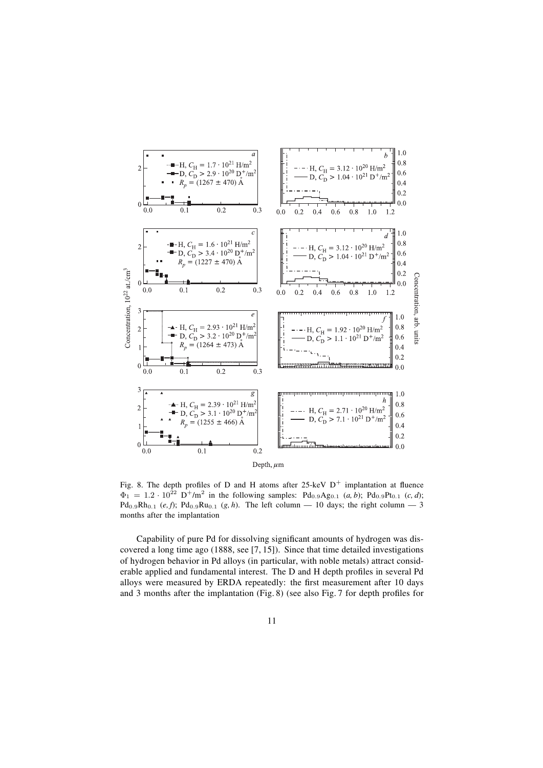Fig. 8. The depth profiles of D and H atoms after 25-keV $D^+$ implantation at fluence $\Phi_1 = 1.2 \cdot 10^{22}$ $D^+/m^2$ in the following samples: $Pd_{0.9}Ag_{0.1}$ (*a, b*); $Pd_{0.9}Pt_{0.1}$ (*c, d*); $Pd_{0.9}Rh_{0.1}$ (*e, f*); $Pd_{0.9}Ru_{0.1}$ (*g, h*). The left column — 10 days; the right column — 3 months after the implantation

Capability of pure Pd for dissolving significant amounts of hydrogen was discovered a long time ago (1888, see [7, 15]). Since that time detailed investigations of hydrogen behavior in Pd alloys (in particular, with noble metals) attract considerable applied and fundamental interest. The D and H depth profiles in several Pd alloys were measured by ERDA repeatedly: the first measurement after 10 days and 3 months after the implantation (Fig. 8) (see also Fig. 7 for depth profiles for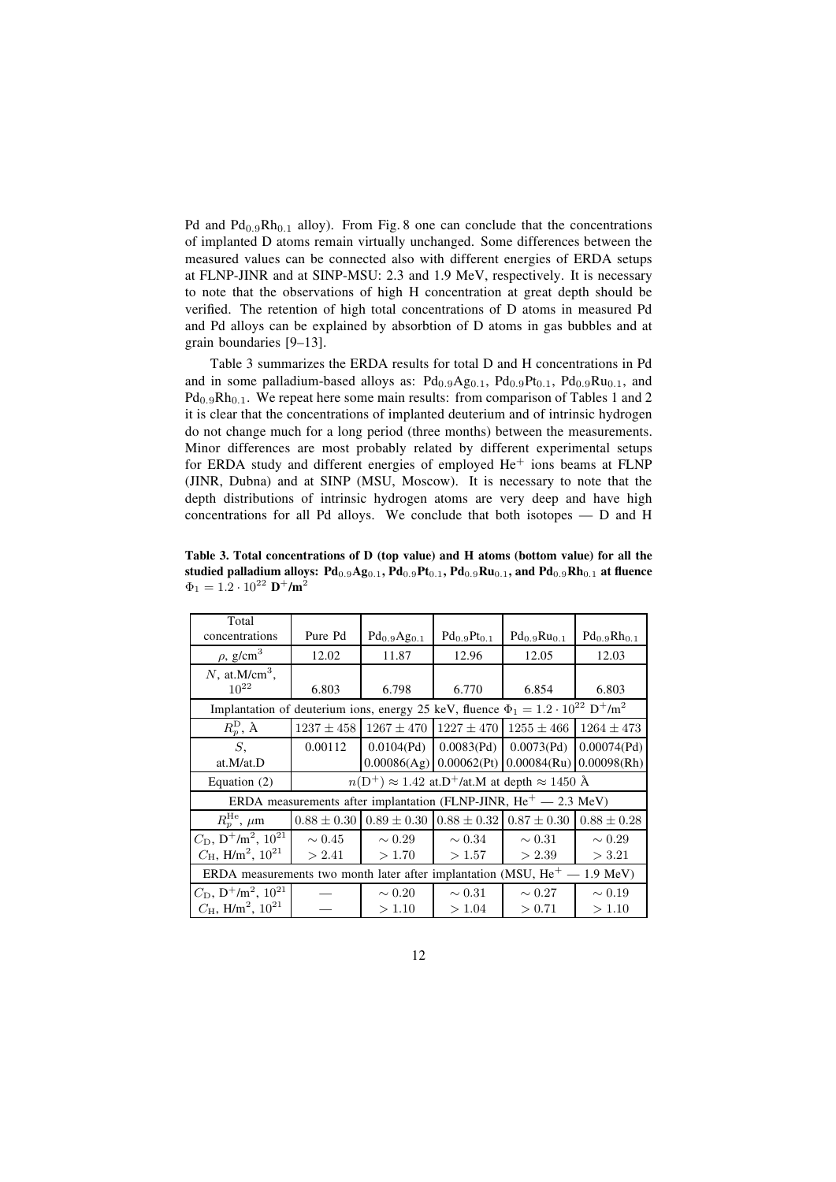Pd and $Pd_{0.9}Rh_{0.1}$ alloy). From Fig. 8 one can conclude that the concentrations of implanted D atoms remain virtually unchanged. Some differences between the measured values can be connected also with different energies of ERDA setups at FLNP-JINR and at SINP-MSU: 2.3 and 1.9 MeV, respectively. It is necessary to note that the observations of high H concentration at great depth should be verified. The retention of high total concentrations of D atoms in measured Pd and Pd alloys can be explained by absorbtion of D atoms in gas bubbles and at grain boundaries [9–13].

Table 3 summarizes the ERDA results for total D and H concentrations in Pd and in some palladium-based alloys as: $Pd_{0.9}Ag_{0.1}$, $Pd_{0.9}Pt_{0.1}$, $Pd_{0.9}Ru_{0.1}$, and $Pd_{0.9}Rh_{0.1}$. We repeat here some main results: from comparison of Tables 1 and 2 it is clear that the concentrations of implanted deuterium and of intrinsic hydrogen do not change much for a long period (three months) between the measurements. Minor differences are most probably related by different experimental setups for ERDA study and different energies of employed $He^+$ ions beams at FLNP (JINR, Dubna) and at SINP (MSU, Moscow). It is necessary to note that the depth distributions of intrinsic hydrogen atoms are very deep and have high concentrations for all Pd alloys. We conclude that both isotopes — D and H

**Table 3. Total concentrations of D (top value) and H atoms (bottom value) for all the studied palladium alloys: $Pd_{0.9}Ag_{0.1}$, $Pd_{0.9}Pt_{0.1}$, $Pd_{0.9}Ru_{0.1}$, and $Pd_{0.9}Rh_{0.1}$ at fluence $\Phi_1 = 1.2 \cdot 10^{22}$ $D^+/m^2$**

| Total concentrations | Pure Pd | $Pd_{0.9}Ag_{0.1}$ | $Pd_{0.9}Pt_{0.1}$ | $Pd_{0.9}Ru_{0.1}$ | $Pd_{0.9}Rh_{0.1}$ |
|---|---|---|---|---|---|
| $\rho$, g/cm$^3$ | 12.02 | 11.87 | 12.96 | 12.05 | 12.03 |
| $N$, at.M/cm$^3$, $10^{22}$ | 6.803 | 6.798 | 6.770 | 6.854 | 6.803 |
| Implantation of deuterium ions, energy 25 keV, fluence $\Phi_1 = 1.2 \cdot 10^{22}$ $D^+/m^2$ | | | | | |
| $R_p^D$, Å | $1237 \pm 458$ | $1267 \pm 470$ | $1227 \pm 470$ | $1255 \pm 466$ | $1264 \pm 473$ |
| $S$, at.M/at.D | 0.00112 | 0.0104(Pd) 0.00086(Ag) | 0.0083(Pd) 0.00062(Pt) | 0.0073(Pd) 0.00084(Ru) | 0.00074(Pd) 0.00098(Rh) |
| Equation (2) | $n(D^+) \approx 1.42$ at.$D^+$/at.M at depth $\approx 1450$ Å | | | | |
| ERDA measurements after implantation (FLNP-JINR, $He^+$ — 2.3 MeV) | | | | | |
| $R_p^{He}$, $\mu$m | $0.88 \pm 0.30$ | $0.89 \pm 0.30$ | $0.88 \pm 0.32$ | $0.87 \pm 0.30$ | $0.88 \pm 0.28$ |
| $C_D$, $D^+/m^2$, $10^{21}$ / $C_H$, H/m$^2$, $10^{21}$ | $\sim 0.45$ / $> 2.41$ | $\sim 0.29$ / $> 1.70$ | $\sim 0.34$ / $> 1.57$ | $\sim 0.31$ / $> 2.39$ | $\sim 0.29$ / $> 3.21$ |
| ERDA measurements two month later after implantation (MSU, $He^+$ — 1.9 MeV) | | | | | |
| $C_D$, $D^+/m^2$, $10^{21}$ / $C_H$, H/m$^2$, $10^{21}$ | — / — | $\sim 0.20$ / $> 1.10$ | $\sim 0.31$ / $> 1.04$ | $\sim 0.27$ / $> 0.71$ | $\sim 0.19$ / $> 1.10$ |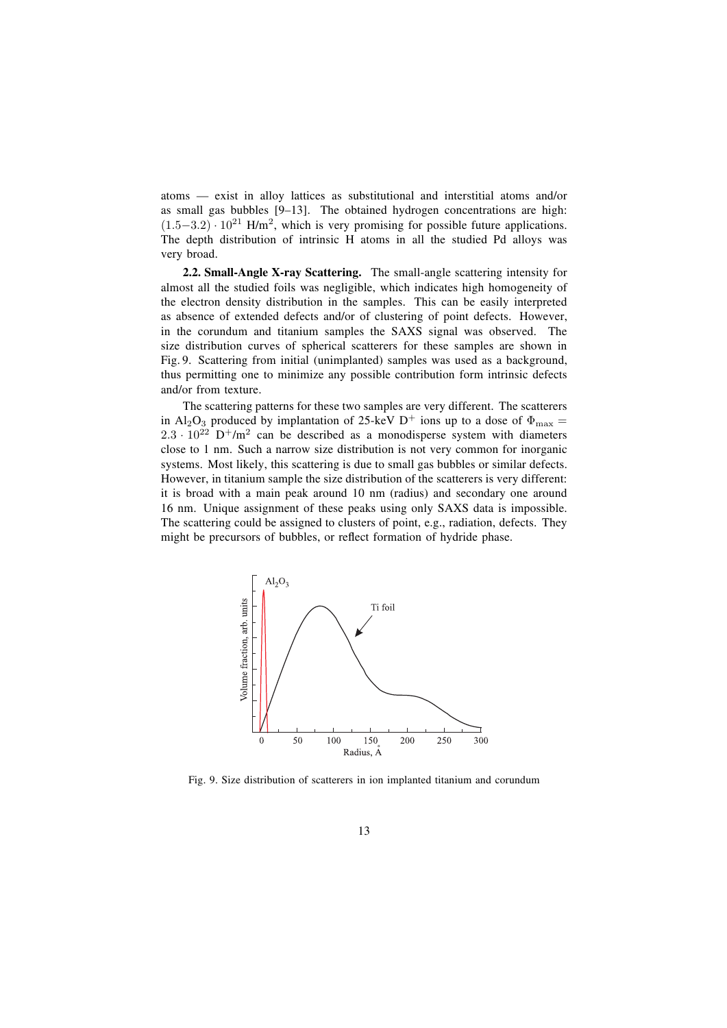atoms — exist in alloy lattices as substitutional and interstitial atoms and/or as small gas bubbles [9–13]. The obtained hydrogen concentrations are high: $(1.5-3.2) \cdot 10^{21}$ H/m$^2$, which is very promising for possible future applications. The depth distribution of intrinsic H atoms in all the studied Pd alloys was very broad.

**2.2. Small-Angle X-ray Scattering.** The small-angle scattering intensity for almost all the studied foils was negligible, which indicates high homogeneity of the electron density distribution in the samples. This can be easily interpreted as absence of extended defects and/or of clustering of point defects. However, in the corundum and titanium samples the SAXS signal was observed. The size distribution curves of spherical scatterers for these samples are shown in Fig. 9. Scattering from initial (unimplanted) samples was used as a background, thus permitting one to minimize any possible contribution form intrinsic defects and/or from texture.

The scattering patterns for these two samples are very different. The scatterers in $Al_2O_3$ produced by implantation of 25-keV $D^+$ ions up to a dose of $\Phi_{\max} = 2.3 \cdot 10^{22}$ $D^+$/m$^2$ can be described as a monodisperse system with diameters close to 1 nm. Such a narrow size distribution is not very common for inorganic systems. Most likely, this scattering is due to small gas bubbles or similar defects. However, in titanium sample the size distribution of the scatterers is very different: it is broad with a main peak around 10 nm (radius) and secondary one around 16 nm. Unique assignment of these peaks using only SAXS data is impossible. The scattering could be assigned to clusters of point, e.g., radiation, defects. They might be precursors of bubbles, or reflect formation of hydride phase.

Fig. 9. Size distribution of scatterers in ion implanted titanium and corundum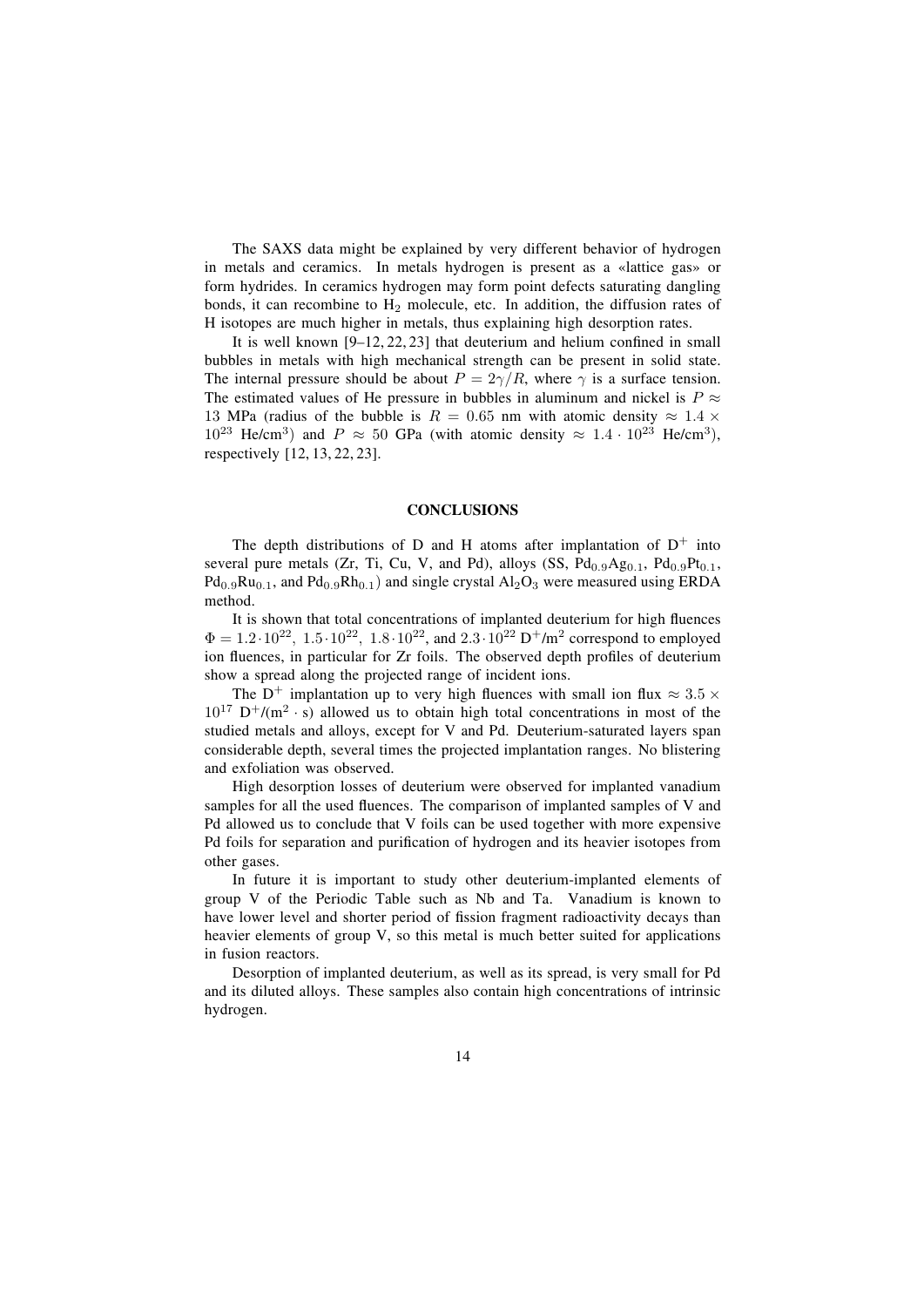The SAXS data might be explained by very different behavior of hydrogen in metals and ceramics. In metals hydrogen is present as a «lattice gas» or form hydrides. In ceramics hydrogen may form point defects saturating dangling bonds, it can recombine to $H_2$ molecule, etc. In addition, the diffusion rates of H isotopes are much higher in metals, thus explaining high desorption rates.

It is well known [9–12, 22, 23] that deuterium and helium confined in small bubbles in metals with high mechanical strength can be present in solid state. The internal pressure should be about $P = 2\gamma/R$, where $\gamma$ is a surface tension. The estimated values of He pressure in bubbles in aluminum and nickel is $P \approx 13$ MPa (radius of the bubble is $R = 0.65$ nm with atomic density $\approx 1.4 \times 10^{23}$ He/cm$^3$) and $P \approx 50$ GPa (with atomic density $\approx 1.4 \cdot 10^{23}$ He/cm$^3$), respectively [12, 13, 22, 23].

## CONCLUSIONS

The depth distributions of D and H atoms after implantation of $D^+$ into several pure metals (Zr, Ti, Cu, V, and Pd), alloys (SS, $Pd_{0.9}Ag_{0.1}$, $Pd_{0.9}Pt_{0.1}$, $Pd_{0.9}Ru_{0.1}$, and $Pd_{0.9}Rh_{0.1}$) and single crystal $Al_2O_3$ were measured using ERDA method.

It is shown that total concentrations of implanted deuterium for high fluences $\Phi = 1.2 \cdot 10^{22},\ 1.5 \cdot 10^{22},\ 1.8 \cdot 10^{22}$, and $2.3 \cdot 10^{22}$ $D^+$/m$^2$ correspond to employed ion fluences, in particular for Zr foils. The observed depth profiles of deuterium show a spread along the projected range of incident ions.

The $D^+$ implantation up to very high fluences with small ion flux $\approx 3.5 \times 10^{17}$ $D^+$/(m$^2 \cdot$ s) allowed us to obtain high total concentrations in most of the studied metals and alloys, except for V and Pd. Deuterium-saturated layers span considerable depth, several times the projected implantation ranges. No blistering and exfoliation was observed.

High desorption losses of deuterium were observed for implanted vanadium samples for all the used fluences. The comparison of implanted samples of V and Pd allowed us to conclude that V foils can be used together with more expensive Pd foils for separation and purification of hydrogen and its heavier isotopes from other gases.

In future it is important to study other deuterium-implanted elements of group V of the Periodic Table such as Nb and Ta. Vanadium is known to have lower level and shorter period of fission fragment radioactivity decays than heavier elements of group V, so this metal is much better suited for applications in fusion reactors.

Desorption of implanted deuterium, as well as its spread, is very small for Pd and its diluted alloys. These samples also contain high concentrations of intrinsic hydrogen.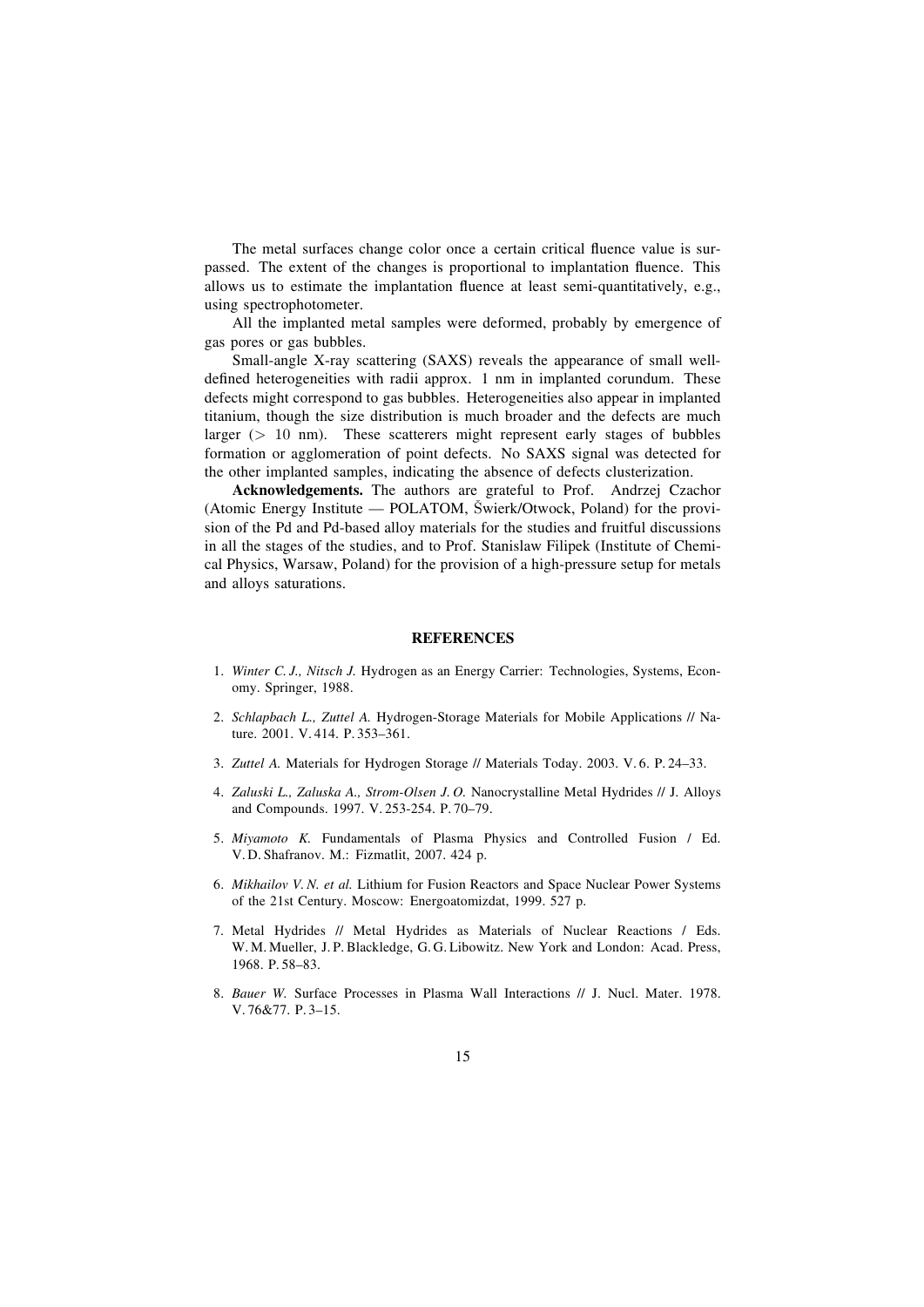The metal surfaces change color once a certain critical fluence value is surpassed. The extent of the changes is proportional to implantation fluence. This allows us to estimate the implantation fluence at least semi-quantitatively, e.g., using spectrophotometer.

All the implanted metal samples were deformed, probably by emergence of gas pores or gas bubbles.

Small-angle X-ray scattering (SAXS) reveals the appearance of small well-defined heterogeneities with radii approx. 1 nm in implanted corundum. These defects might correspond to gas bubbles. Heterogeneities also appear in implanted titanium, though the size distribution is much broader and the defects are much larger ($>$ 10 nm). These scatterers might represent early stages of bubbles formation or agglomeration of point defects. No SAXS signal was detected for the other implanted samples, indicating the absence of defects clusterization.

**Acknowledgements.** The authors are grateful to Prof. Andrzej Czachor (Atomic Energy Institute — POLATOM, Świerk/Otwock, Poland) for the provision of the Pd and Pd-based alloy materials for the studies and fruitful discussions in all the stages of the studies, and to Prof. Stanislaw Filipek (Institute of Chemical Physics, Warsaw, Poland) for the provision of a high-pressure setup for metals and alloys saturations.

## REFERENCES

1. *Winter C. J., Nitsch J.* Hydrogen as an Energy Carrier: Technologies, Systems, Economy. Springer, 1988.
2. *Schlapbach L., Zuttel A.* Hydrogen-Storage Materials for Mobile Applications // Nature. 2001. V. 414. P. 353–361.
3. *Zuttel A.* Materials for Hydrogen Storage // Materials Today. 2003. V. 6. P. 24–33.
4. *Zaluski L., Zaluska A., Strom-Olsen J. O.* Nanocrystalline Metal Hydrides // J. Alloys and Compounds. 1997. V. 253-254. P. 70–79.
5. *Miyamoto K.* Fundamentals of Plasma Physics and Controlled Fusion / Ed. V. D. Shafranov. M.: Fizmatlit, 2007. 424 p.
6. *Mikhailov V. N. et al.* Lithium for Fusion Reactors and Space Nuclear Power Systems of the 21st Century. Moscow: Energoatomizdat, 1999. 527 p.
7. Metal Hydrides // Metal Hydrides as Materials of Nuclear Reactions / Eds. W. M. Mueller, J. P. Blackledge, G. G. Libowitz. New York and London: Acad. Press, 1968. P. 58–83.
8. *Bauer W.* Surface Processes in Plasma Wall Interactions // J. Nucl. Mater. 1978. V. 76&77. P. 3–15.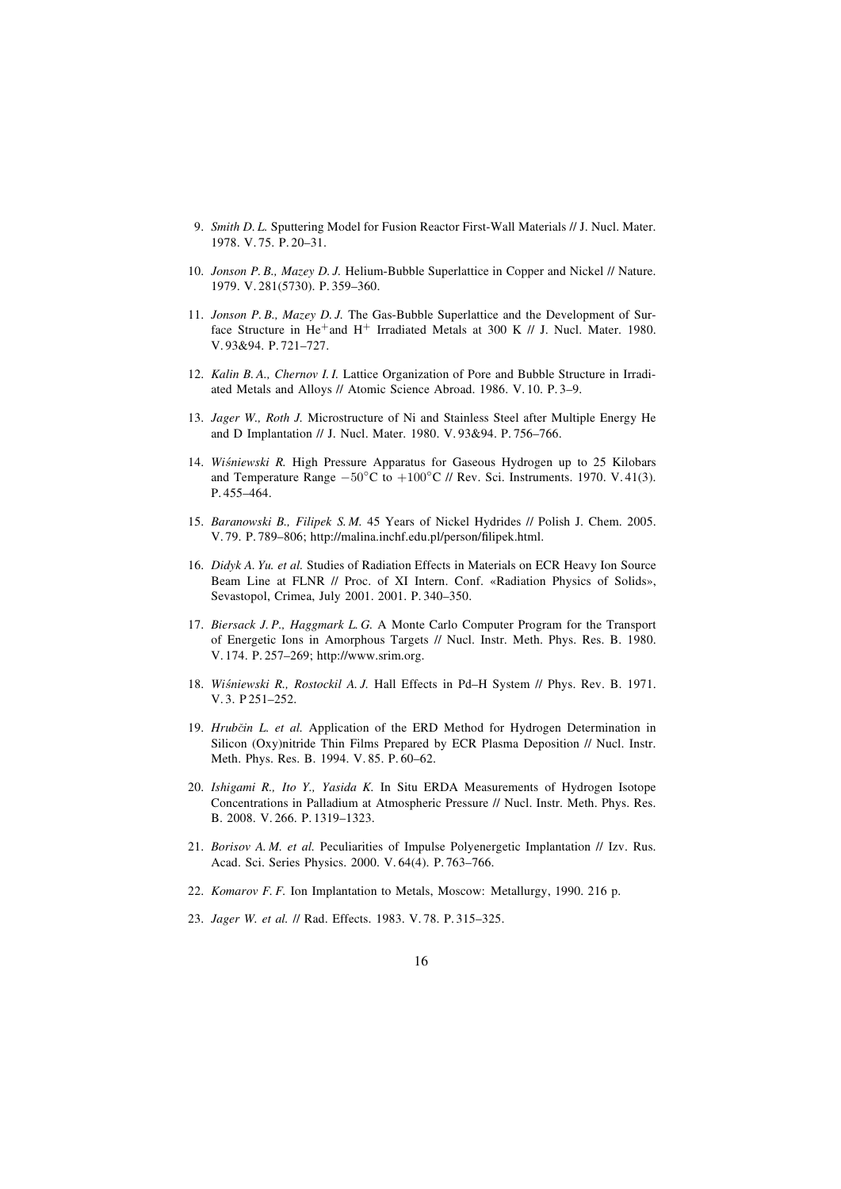9. *Smith D. L.* Sputtering Model for Fusion Reactor First-Wall Materials // J. Nucl. Mater. 1978. V. 75. P. 20–31.

10. *Jonson P. B., Mazey D. J.* Helium-Bubble Superlattice in Copper and Nickel // Nature. 1979. V. 281(5730). P. 359–360.

11. *Jonson P. B., Mazey D. J.* The Gas-Bubble Superlattice and the Development of Surface Structure in $He^{+}$and $H^{+}$ Irradiated Metals at 300 K // J. Nucl. Mater. 1980. V. 93&94. P. 721–727.

12. *Kalin B. A., Chernov I. I.* Lattice Organization of Pore and Bubble Structure in Irradiated Metals and Alloys // Atomic Science Abroad. 1986. V. 10. P. 3–9.

13. *Jager W., Roth J.* Microstructure of Ni and Stainless Steel after Multiple Energy He and D Implantation // J. Nucl. Mater. 1980. V. 93&94. P. 756–766.

14. *Wiśniewski R.* High Pressure Apparatus for Gaseous Hydrogen up to 25 Kilobars and Temperature Range $-50^{\circ}$C to $+100^{\circ}$C // Rev. Sci. Instruments. 1970. V. 41(3). P. 455–464.

15. *Baranowski B., Filipek S. M.* 45 Years of Nickel Hydrides // Polish J. Chem. 2005. V. 79. P. 789–806; http://malina.inchf.edu.pl/person/filipek.html.

16. *Didyk A. Yu. et al.* Studies of Radiation Effects in Materials on ECR Heavy Ion Source Beam Line at FLNR // Proc. of XI Intern. Conf. «Radiation Physics of Solids», Sevastopol, Crimea, July 2001. 2001. P. 340–350.

17. *Biersack J. P., Haggmark L. G.* A Monte Carlo Computer Program for the Transport of Energetic Ions in Amorphous Targets // Nucl. Instr. Meth. Phys. Res. B. 1980. V. 174. P. 257–269; http://www.srim.org.

18. *Wiśniewski R., Rostockil A. J.* Hall Effects in Pd–H System // Phys. Rev. B. 1971. V. 3. P 251–252.

19. *Hrubčin L. et al.* Application of the ERD Method for Hydrogen Determination in Silicon (Oxy)nitride Thin Films Prepared by ECR Plasma Deposition // Nucl. Instr. Meth. Phys. Res. B. 1994. V. 85. P. 60–62.

20. *Ishigami R., Ito Y., Yasida K.* In Situ ERDA Measurements of Hydrogen Isotope Concentrations in Palladium at Atmospheric Pressure // Nucl. Instr. Meth. Phys. Res. B. 2008. V. 266. P. 1319–1323.

21. *Borisov A. M. et al.* Peculiarities of Impulse Polyenergetic Implantation // Izv. Rus. Acad. Sci. Series Physics. 2000. V. 64(4). P. 763–766.

22. *Komarov F. F.* Ion Implantation to Metals, Moscow: Metallurgy, 1990. 216 p.

23. *Jager W. et al.* // Rad. Effects. 1983. V. 78. P. 315–325.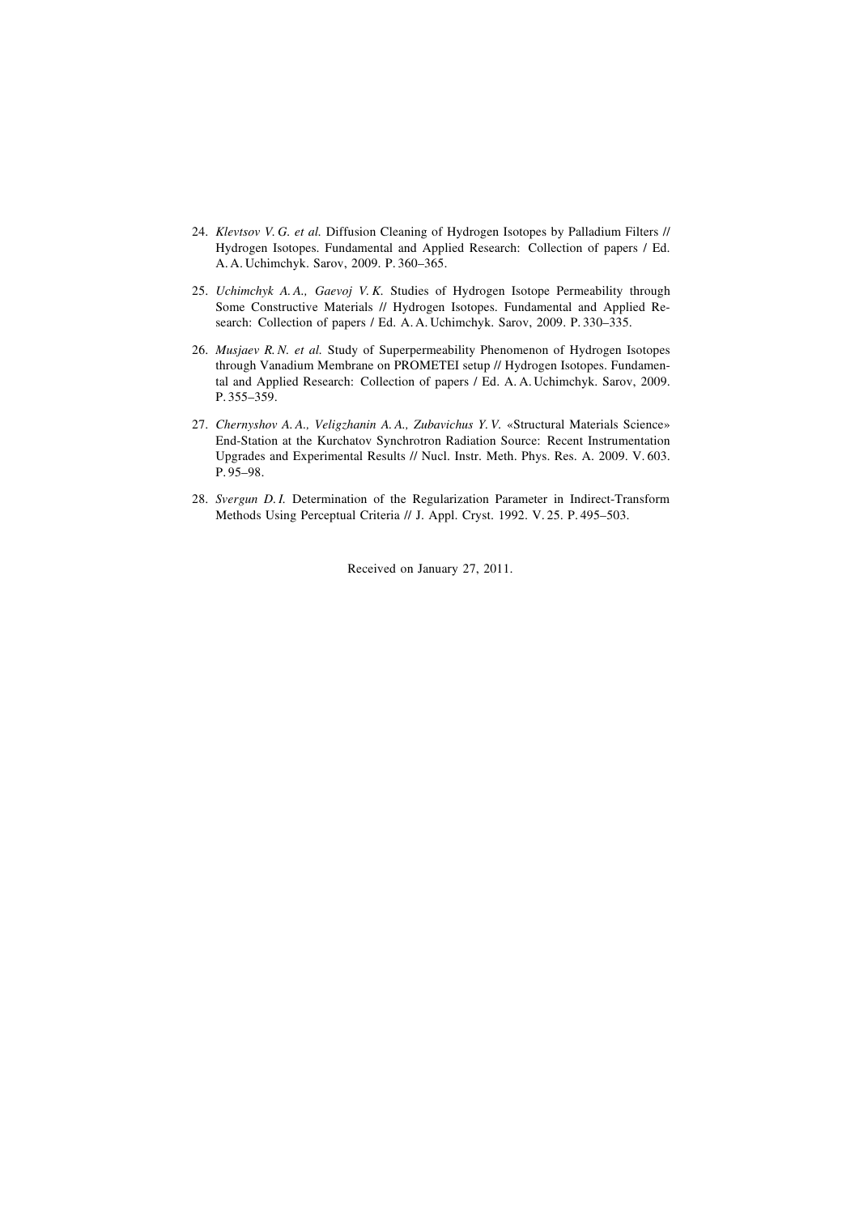24. *Klevtsov V. G. et al.* Diffusion Cleaning of Hydrogen Isotopes by Palladium Filters // Hydrogen Isotopes. Fundamental and Applied Research: Collection of papers / Ed. A. A. Uchimchyk. Sarov, 2009. P. 360–365.

25. *Uchimchyk A. A., Gaevoj V. K.* Studies of Hydrogen Isotope Permeability through Some Constructive Materials // Hydrogen Isotopes. Fundamental and Applied Research: Collection of papers / Ed. A. A. Uchimchyk. Sarov, 2009. P. 330–335.

26. *Musjaev R. N. et al.* Study of Superpermeability Phenomenon of Hydrogen Isotopes through Vanadium Membrane on PROMETEI setup // Hydrogen Isotopes. Fundamental and Applied Research: Collection of papers / Ed. A. A. Uchimchyk. Sarov, 2009. P. 355–359.

27. *Chernyshov A. A., Veligzhanin A. A., Zubavichus Y. V.* «Structural Materials Science» End-Station at the Kurchatov Synchrotron Radiation Source: Recent Instrumentation Upgrades and Experimental Results // Nucl. Instr. Meth. Phys. Res. A. 2009. V. 603. P. 95–98.

28. *Svergun D. I.* Determination of the Regularization Parameter in Indirect-Transform Methods Using Perceptual Criteria // J. Appl. Cryst. 1992. V. 25. P. 495–503.

Received on January 27, 2011.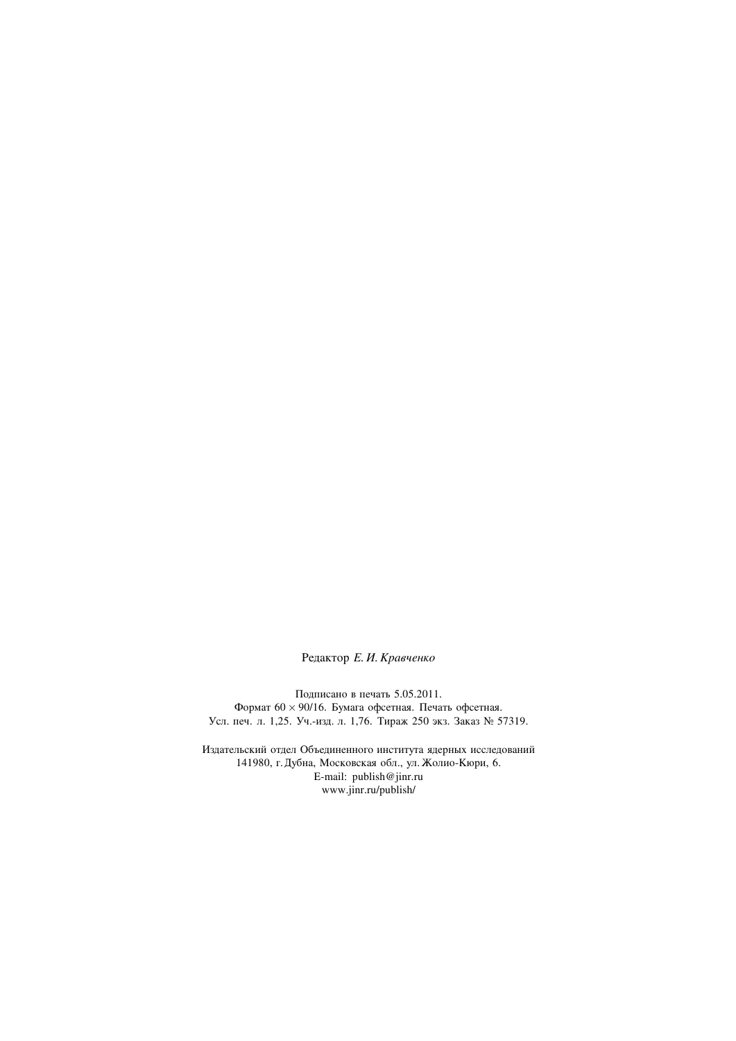Редактор *Е. И. Кравченко*

Подписано в печать 5.05.2011.
Формат $60 \times 90/16$. Бумага офсетная. Печать офсетная.
Усл. печ. л. 1,25. Уч.-изд. л. 1,76. Тираж 250 экз. Заказ № 57319.

Издательский отдел Объединенного института ядерных исследований
141980, г. Дубна, Московская обл., ул. Жолио-Кюри, 6.
E-mail: publish@jinr.ru
www.jinr.ru/publish/